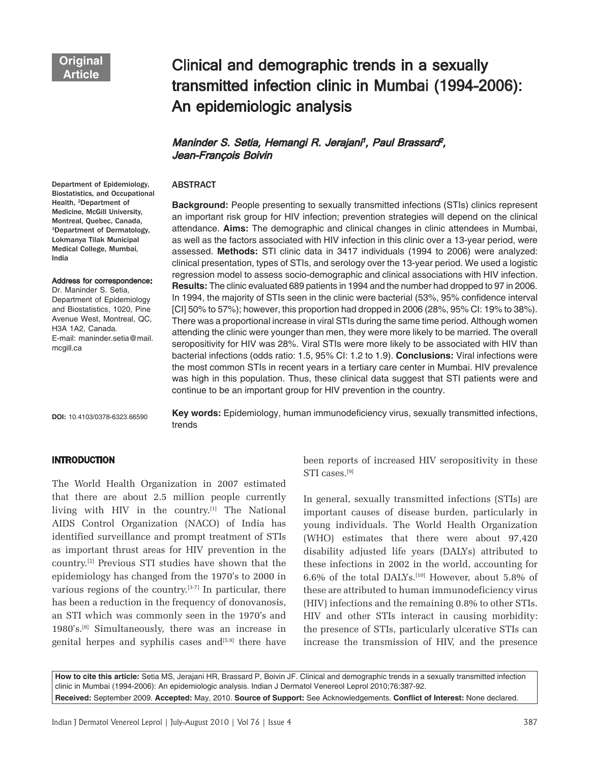Original Article

# Clinical and demographic trends in a sexually transmitted infection clinic in Mumbai (1994-2006): An epidemiologic analysis

***Maninder S. Setia, Hemangi R. Jerajani[1], Paul Brassard[2], Jean-François Boivin***

Department of Epidemiology, Biostatistics, and Occupational Health, [2]Department of Medicine, McGill University, Montreal, Quebec, Canada, [1]Department of Dermatology, Lokmanya Tilak Municipal Medical College, Mumbai, India

**Address for correspondence:** Dr. Maninder S. Setia, Department of Epidemiology and Biostatistics, 1020, Pine Avenue West, Montreal, QC, H3A 1A2, Canada. E-mail: maninder.setia@mail.mcgill.ca

**DOI:** 10.4103/0378-6323.66590

## ABSTRACT

**Background:** People presenting to sexually transmitted infections (STIs) clinics represent an important risk group for HIV infection; prevention strategies will depend on the clinical attendance. **Aims:** The demographic and clinical changes in clinic attendees in Mumbai, as well as the factors associated with HIV infection in this clinic over a 13-year period, were assessed. **Methods:** STI clinic data in 3417 individuals (1994 to 2006) were analyzed: clinical presentation, types of STIs, and serology over the 13-year period. We used a logistic regression model to assess socio-demographic and clinical associations with HIV infection. **Results:** The clinic evaluated 689 patients in 1994 and the number had dropped to 97 in 2006. In 1994, the majority of STIs seen in the clinic were bacterial (53%, 95% confidence interval [CI] 50% to 57%); however, this proportion had dropped in 2006 (28%, 95% CI: 19% to 38%). There was a proportional increase in viral STIs during the same time period. Although women attending the clinic were younger than men, they were more likely to be married. The overall seropositivity for HIV was 28%. Viral STIs were more likely to be associated with HIV than bacterial infections (odds ratio: 1.5, 95% CI: 1.2 to 1.9). **Conclusions:** Viral infections were the most common STIs in recent years in a tertiary care center in Mumbai. HIV prevalence was high in this population. Thus, these clinical data suggest that STI patients were and continue to be an important group for HIV prevention in the country.

**Key words:** Epidemiology, human immunodeficiency virus, sexually transmitted infections, trends

## INTRODUCTION

The World Health Organization in 2007 estimated that there are about 2.5 million people currently living with HIV in the country.[1] The National AIDS Control Organization (NACO) of India has identified surveillance and prompt treatment of STIs as important thrust areas for HIV prevention in the country.[2] Previous STI studies have shown that the epidemiology has changed from the 1970's to 2000 in various regions of the country.[3-7] In particular, there has been a reduction in the frequency of donovanosis, an STI which was commonly seen in the 1970's and 1980's.[8] Simultaneously, there was an increase in genital herpes and syphilis cases and[5,9] there have been reports of increased HIV seropositivity in these STI cases.[9]

In general, sexually transmitted infections (STIs) are important causes of disease burden, particularly in young individuals. The World Health Organization (WHO) estimates that there were about 97,420 disability adjusted life years (DALYs) attributed to these infections in 2002 in the world, accounting for 6.6% of the total DALYs.[10] However, about 5.8% of these are attributed to human immunodeficiency virus (HIV) infections and the remaining 0.8% to other STIs. HIV and other STIs interact in causing morbidity: the presence of STIs, particularly ulcerative STIs can increase the transmission of HIV, and the presence

**How to cite this article:** Setia MS, Jerajani HR, Brassard P, Boivin JF. Clinical and demographic trends in a sexually transmitted infection clinic in Mumbai (1994-2006): An epidemiologic analysis. Indian J Dermatol Venereol Leprol 2010;76:387-92.

**Received:** September 2009. **Accepted:** May, 2010. **Source of Support:** See Acknowledgements. **Conflict of Interest:** None declared.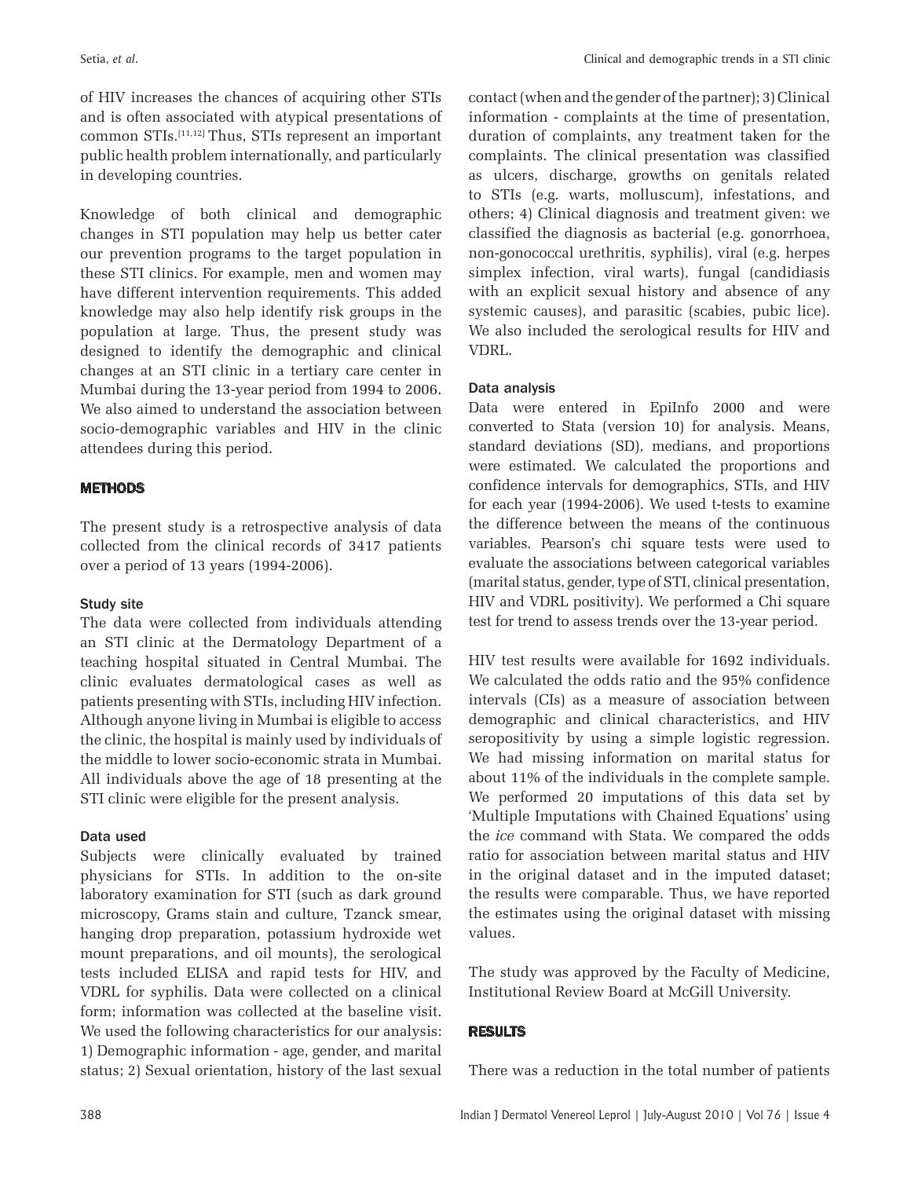of HIV increases the chances of acquiring other STIs and is often associated with atypical presentations of common STIs.[11,12] Thus, STIs represent an important public health problem internationally, and particularly in developing countries.

Knowledge of both clinical and demographic changes in STI population may help us better cater our prevention programs to the target population in these STI clinics. For example, men and women may have different intervention requirements. This added knowledge may also help identify risk groups in the population at large. Thus, the present study was designed to identify the demographic and clinical changes at an STI clinic in a tertiary care center in Mumbai during the 13-year period from 1994 to 2006. We also aimed to understand the association between socio-demographic variables and HIV in the clinic attendees during this period.

## METHODS

The present study is a retrospective analysis of data collected from the clinical records of 3417 patients over a period of 13 years (1994-2006).

### Study site

The data were collected from individuals attending an STI clinic at the Dermatology Department of a teaching hospital situated in Central Mumbai. The clinic evaluates dermatological cases as well as patients presenting with STIs, including HIV infection. Although anyone living in Mumbai is eligible to access the clinic, the hospital is mainly used by individuals of the middle to lower socio-economic strata in Mumbai. All individuals above the age of 18 presenting at the STI clinic were eligible for the present analysis.

### Data used

Subjects were clinically evaluated by trained physicians for STIs. In addition to the on-site laboratory examination for STI (such as dark ground microscopy, Grams stain and culture, Tzanck smear, hanging drop preparation, potassium hydroxide wet mount preparations, and oil mounts), the serological tests included ELISA and rapid tests for HIV, and VDRL for syphilis. Data were collected on a clinical form; information was collected at the baseline visit. We used the following characteristics for our analysis: 1) Demographic information - age, gender, and marital status; 2) Sexual orientation, history of the last sexual contact (when and the gender of the partner); 3) Clinical information - complaints at the time of presentation, duration of complaints, any treatment taken for the complaints. The clinical presentation was classified as ulcers, discharge, growths on genitals related to STIs (e.g. warts, molluscum), infestations, and others; 4) Clinical diagnosis and treatment given: we classified the diagnosis as bacterial (e.g. gonorrhoea, non-gonococcal urethritis, syphilis), viral (e.g. herpes simplex infection, viral warts), fungal (candidiasis with an explicit sexual history and absence of any systemic causes), and parasitic (scabies, pubic lice). We also included the serological results for HIV and VDRL.

### Data analysis

Data were entered in EpiInfo 2000 and were converted to Stata (version 10) for analysis. Means, standard deviations (SD), medians, and proportions were estimated. We calculated the proportions and confidence intervals for demographics, STIs, and HIV for each year (1994-2006). We used t-tests to examine the difference between the means of the continuous variables. Pearson's chi square tests were used to evaluate the associations between categorical variables (marital status, gender, type of STI, clinical presentation, HIV and VDRL positivity). We performed a Chi square test for trend to assess trends over the 13-year period.

HIV test results were available for 1692 individuals. We calculated the odds ratio and the 95% confidence intervals (CIs) as a measure of association between demographic and clinical characteristics, and HIV seropositivity by using a simple logistic regression. We had missing information on marital status for about 11% of the individuals in the complete sample. We performed 20 imputations of this data set by 'Multiple Imputations with Chained Equations' using the *ice* command with Stata. We compared the odds ratio for association between marital status and HIV in the original dataset and in the imputed dataset; the results were comparable. Thus, we have reported the estimates using the original dataset with missing values.

The study was approved by the Faculty of Medicine, Institutional Review Board at McGill University.

## RESULTS

There was a reduction in the total number of patients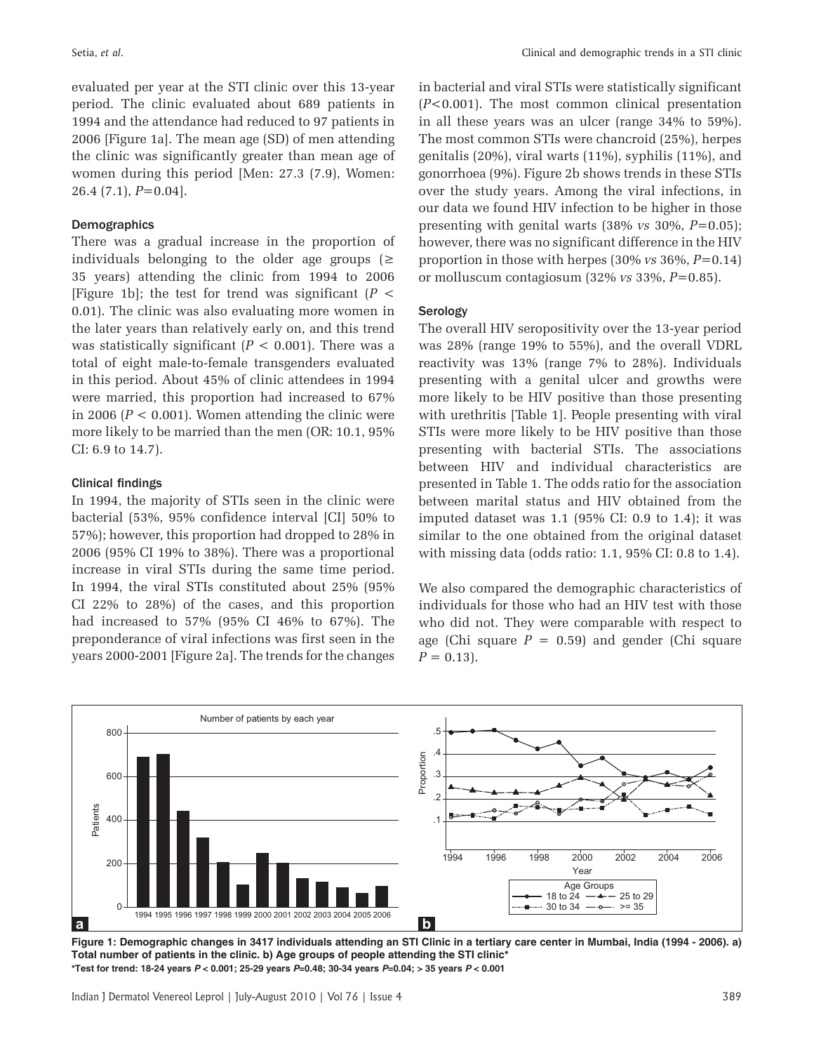evaluated per year at the STI clinic over this 13-year period. The clinic evaluated about 689 patients in 1994 and the attendance had reduced to 97 patients in 2006 [Figure 1a]. The mean age (SD) of men attending the clinic was significantly greater than mean age of women during this period [Men: 27.3 (7.9), Women: 26.4 (7.1), $P$=0.04].

### Demographics

There was a gradual increase in the proportion of individuals belonging to the older age groups (≥ 35 years) attending the clinic from 1994 to 2006 [Figure 1b]; the test for trend was significant ($P < 0.01$). The clinic was also evaluating more women in the later years than relatively early on, and this trend was statistically significant ($P < 0.001$). There was a total of eight male-to-female transgenders evaluated in this period. About 45% of clinic attendees in 1994 were married, this proportion had increased to 67% in 2006 ($P < 0.001$). Women attending the clinic were more likely to be married than the men (OR: 10.1, 95% CI: 6.9 to 14.7).

### Clinical findings

In 1994, the majority of STIs seen in the clinic were bacterial (53%, 95% confidence interval [CI] 50% to 57%); however, this proportion had dropped to 28% in 2006 (95% CI 19% to 38%). There was a proportional increase in viral STIs during the same time period. In 1994, the viral STIs constituted about 25% (95% CI 22% to 28%) of the cases, and this proportion had increased to 57% (95% CI 46% to 67%). The preponderance of viral infections was first seen in the years 2000-2001 [Figure 2a]. The trends for the changes in bacterial and viral STIs were statistically significant ($P$<0.001). The most common clinical presentation in all these years was an ulcer (range 34% to 59%). The most common STIs were chancroid (25%), herpes genitalis (20%), viral warts (11%), syphilis (11%), and gonorrhoea (9%). Figure 2b shows trends in these STIs over the study years. Among the viral infections, in our data we found HIV infection to be higher in those presenting with genital warts (38% *vs* 30%, $P$=0.05); however, there was no significant difference in the HIV proportion in those with herpes (30% *vs* 36%, $P$=0.14) or molluscum contagiosum (32% *vs* 33%, $P$=0.85).

### Serology

The overall HIV seropositivity over the 13-year period was 28% (range 19% to 55%), and the overall VDRL reactivity was 13% (range 7% to 28%). Individuals presenting with a genital ulcer and growths were more likely to be HIV positive than those presenting with urethritis [Table 1]. People presenting with viral STIs were more likely to be HIV positive than those presenting with bacterial STIs. The associations between HIV and individual characteristics are presented in Table 1. The odds ratio for the association between marital status and HIV obtained from the imputed dataset was 1.1 (95% CI: 0.9 to 1.4); it was similar to the one obtained from the original dataset with missing data (odds ratio: 1.1, 95% CI: 0.8 to 1.4).

We also compared the demographic characteristics of individuals for those who had an HIV test with those who did not. They were comparable with respect to age (Chi square $P$ = 0.59) and gender (Chi square $P$ = 0.13).

**Figure 1: Demographic changes in 3417 individuals attending an STI Clinic in a tertiary care center in Mumbai, India (1994 - 2006). a) Total number of patients in the clinic. b) Age groups of people attending the STI clinic\***
**\*Test for trend: 18-24 years $P$ < 0.001; 25-29 years $P$=0.48; 30-34 years $P$=0.04; > 35 years $P$ < 0.001**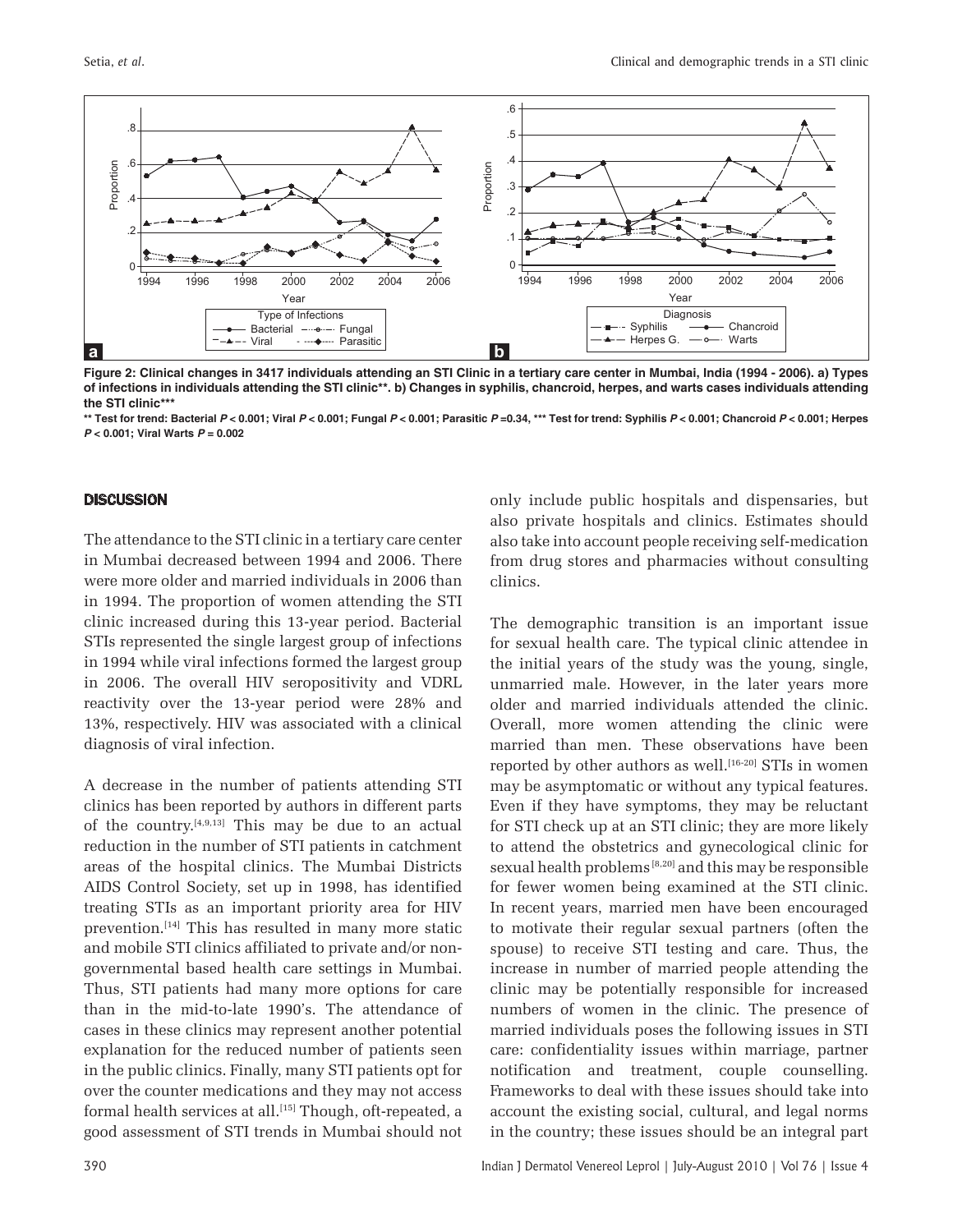**Figure 2: Clinical changes in 3417 individuals attending an STI Clinic in a tertiary care center in Mumbai, India (1994 - 2006). a) Types of infections in individuals attending the STI clinic\*\*. b) Changes in syphilis, chancroid, herpes, and warts cases individuals attending the STI clinic\*\*\***

**\*\* Test for trend: Bacterial *P* < 0.001; Viral *P* < 0.001; Fungal *P* < 0.001; Parasitic *P* =0.34, \*\*\* Test for trend: Syphilis *P* < 0.001; Chancroid *P* < 0.001; Herpes *P* < 0.001; Viral Warts *P* = 0.002**

## DISCUSSION

The attendance to the STI clinic in a tertiary care center in Mumbai decreased between 1994 and 2006. There were more older and married individuals in 2006 than in 1994. The proportion of women attending the STI clinic increased during this 13-year period. Bacterial STIs represented the single largest group of infections in 1994 while viral infections formed the largest group in 2006. The overall HIV seropositivity and VDRL reactivity over the 13-year period were 28% and 13%, respectively. HIV was associated with a clinical diagnosis of viral infection.

A decrease in the number of patients attending STI clinics has been reported by authors in different parts of the country.[4,9,13] This may be due to an actual reduction in the number of STI patients in catchment areas of the hospital clinics. The Mumbai Districts AIDS Control Society, set up in 1998, has identified treating STIs as an important priority area for HIV prevention.[14] This has resulted in many more static and mobile STI clinics affiliated to private and/or non-governmental based health care settings in Mumbai. Thus, STI patients had many more options for care than in the mid-to-late 1990's. The attendance of cases in these clinics may represent another potential explanation for the reduced number of patients seen in the public clinics. Finally, many STI patients opt for over the counter medications and they may not access formal health services at all.[15] Though, oft-repeated, a good assessment of STI trends in Mumbai should not only include public hospitals and dispensaries, but also private hospitals and clinics. Estimates should also take into account people receiving self-medication from drug stores and pharmacies without consulting clinics.

The demographic transition is an important issue for sexual health care. The typical clinic attendee in the initial years of the study was the young, single, unmarried male. However, in the later years more older and married individuals attended the clinic. Overall, more women attending the clinic were married than men. These observations have been reported by other authors as well.[16-20] STIs in women may be asymptomatic or without any typical features. Even if they have symptoms, they may be reluctant for STI check up at an STI clinic; they are more likely to attend the obstetrics and gynecological clinic for sexual health problems[8,20] and this may be responsible for fewer women being examined at the STI clinic. In recent years, married men have been encouraged to motivate their regular sexual partners (often the spouse) to receive STI testing and care. Thus, the increase in number of married people attending the clinic may be potentially responsible for increased numbers of women in the clinic. The presence of married individuals poses the following issues in STI care: confidentiality issues within marriage, partner notification and treatment, couple counselling. Frameworks to deal with these issues should take into account the existing social, cultural, and legal norms in the country; these issues should be an integral part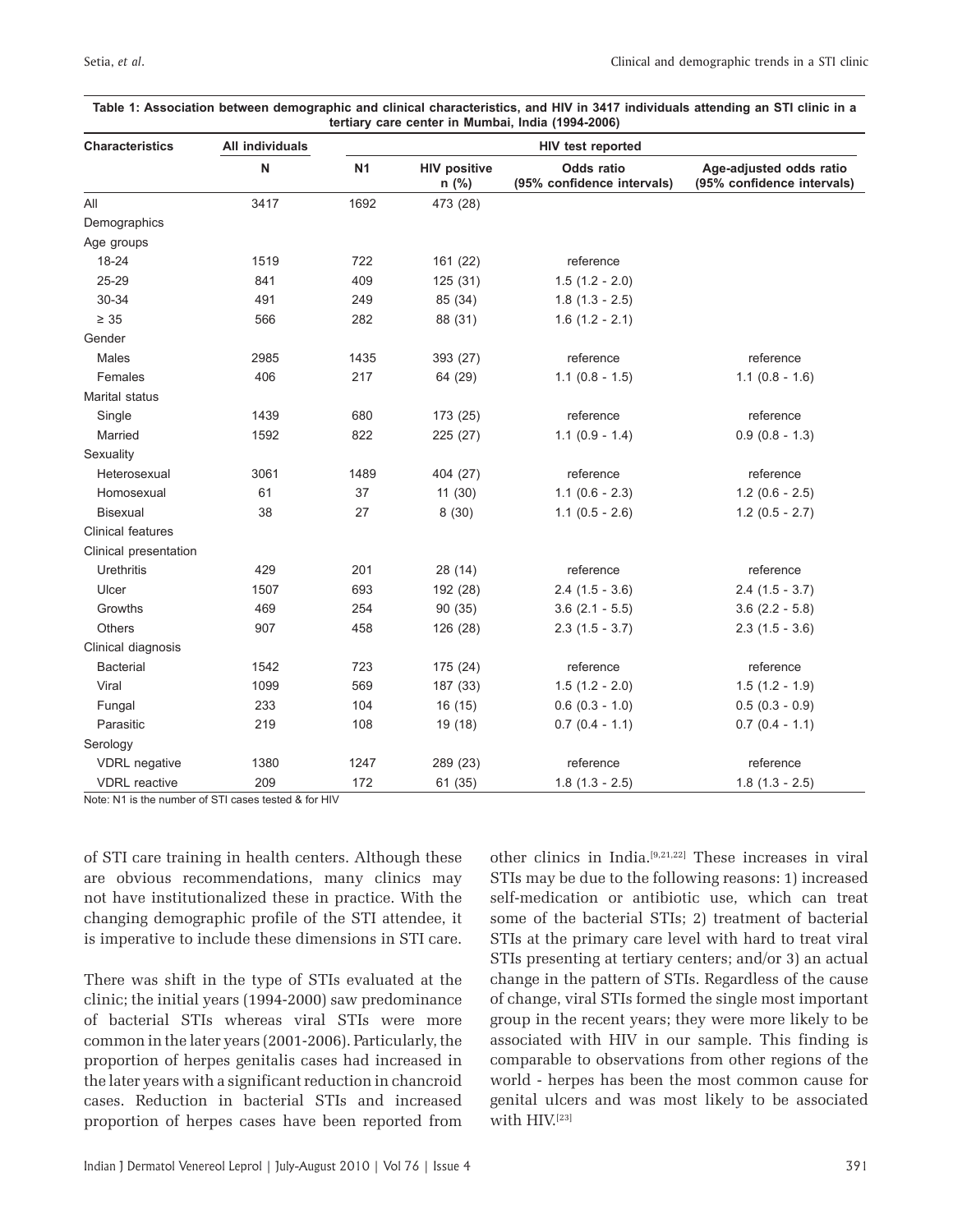**Table 1: Association between demographic and clinical characteristics, and HIV in 3417 individuals attending an STI clinic in a tertiary care center in Mumbai, India (1994-2006)**

| Characteristics | All individuals | HIV test reported | | | |
|---|---|---|---|---|---|
| | N | N1 | HIV positive n (%) | Odds ratio (95% confidence intervals) | Age-adjusted odds ratio (95% confidence intervals) |
| All | 3417 | 1692 | 473 (28) | | |
| Demographics | | | | | |
| Age groups | | | | | |
| 18-24 | 1519 | 722 | 161 (22) | reference | |
| 25-29 | 841 | 409 | 125 (31) | 1.5 (1.2 - 2.0) | |
| 30-34 | 491 | 249 | 85 (34) | 1.8 (1.3 - 2.5) | |
| ≥ 35 | 566 | 282 | 88 (31) | 1.6 (1.2 - 2.1) | |
| Gender | | | | | |
| Males | 2985 | 1435 | 393 (27) | reference | reference |
| Females | 406 | 217 | 64 (29) | 1.1 (0.8 - 1.5) | 1.1 (0.8 - 1.6) |
| Marital status | | | | | |
| Single | 1439 | 680 | 173 (25) | reference | reference |
| Married | 1592 | 822 | 225 (27) | 1.1 (0.9 - 1.4) | 0.9 (0.8 - 1.3) |
| Sexuality | | | | | |
| Heterosexual | 3061 | 1489 | 404 (27) | reference | reference |
| Homosexual | 61 | 37 | 11 (30) | 1.1 (0.6 - 2.3) | 1.2 (0.6 - 2.5) |
| Bisexual | 38 | 27 | 8 (30) | 1.1 (0.5 - 2.6) | 1.2 (0.5 - 2.7) |
| Clinical features | | | | | |
| Clinical presentation | | | | | |
| Urethritis | 429 | 201 | 28 (14) | reference | reference |
| Ulcer | 1507 | 693 | 192 (28) | 2.4 (1.5 - 3.6) | 2.4 (1.5 - 3.7) |
| Growths | 469 | 254 | 90 (35) | 3.6 (2.1 - 5.5) | 3.6 (2.2 - 5.8) |
| Others | 907 | 458 | 126 (28) | 2.3 (1.5 - 3.7) | 2.3 (1.5 - 3.6) |
| Clinical diagnosis | | | | | |
| Bacterial | 1542 | 723 | 175 (24) | reference | reference |
| Viral | 1099 | 569 | 187 (33) | 1.5 (1.2 - 2.0) | 1.5 (1.2 - 1.9) |
| Fungal | 233 | 104 | 16 (15) | 0.6 (0.3 - 1.0) | 0.5 (0.3 - 0.9) |
| Parasitic | 219 | 108 | 19 (18) | 0.7 (0.4 - 1.1) | 0.7 (0.4 - 1.1) |
| Serology | | | | | |
| VDRL negative | 1380 | 1247 | 289 (23) | reference | reference |
| VDRL reactive | 209 | 172 | 61 (35) | 1.8 (1.3 - 2.5) | 1.8 (1.3 - 2.5) |

Note: N1 is the number of STI cases tested & for HIV

of STI care training in health centers. Although these are obvious recommendations, many clinics may not have institutionalized these in practice. With the changing demographic profile of the STI attendee, it is imperative to include these dimensions in STI care.

There was shift in the type of STIs evaluated at the clinic; the initial years (1994-2000) saw predominance of bacterial STIs whereas viral STIs were more common in the later years (2001-2006). Particularly, the proportion of herpes genitalis cases had increased in the later years with a significant reduction in chancroid cases. Reduction in bacterial STIs and increased proportion of herpes cases have been reported from other clinics in India.[9,21,22] These increases in viral STIs may be due to the following reasons: 1) increased self-medication or antibiotic use, which can treat some of the bacterial STIs; 2) treatment of bacterial STIs at the primary care level with hard to treat viral STIs presenting at tertiary centers; and/or 3) an actual change in the pattern of STIs. Regardless of the cause of change, viral STIs formed the single most important group in the recent years; they were more likely to be associated with HIV in our sample. This finding is comparable to observations from other regions of the world - herpes has been the most common cause for genital ulcers and was most likely to be associated with HIV.[23]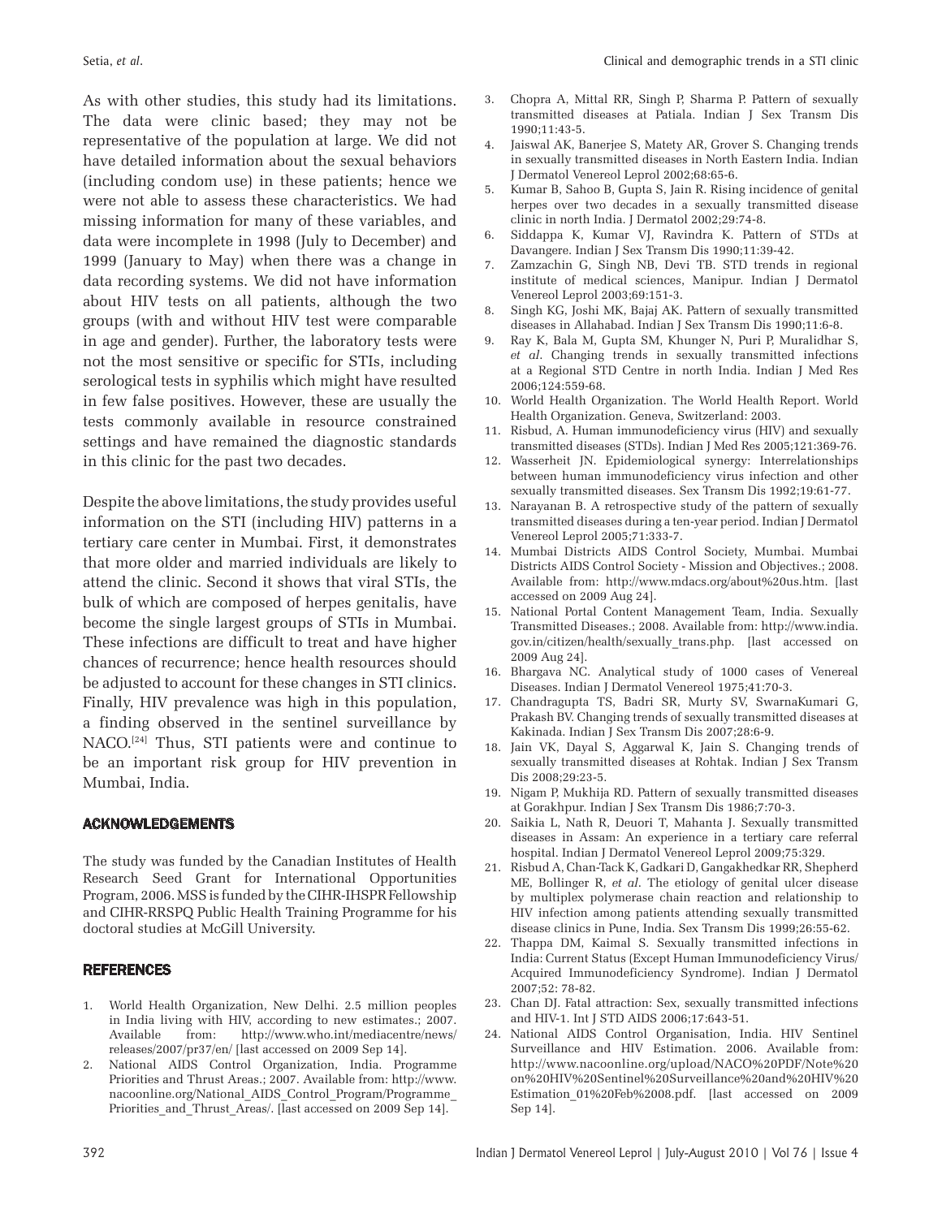As with other studies, this study had its limitations. The data were clinic based; they may not be representative of the population at large. We did not have detailed information about the sexual behaviors (including condom use) in these patients; hence we were not able to assess these characteristics. We had missing information for many of these variables, and data were incomplete in 1998 (July to December) and 1999 (January to May) when there was a change in data recording systems. We did not have information about HIV tests on all patients, although the two groups (with and without HIV test were comparable in age and gender). Further, the laboratory tests were not the most sensitive or specific for STIs, including serological tests in syphilis which might have resulted in few false positives. However, these are usually the tests commonly available in resource constrained settings and have remained the diagnostic standards in this clinic for the past two decades.

Despite the above limitations, the study provides useful information on the STI (including HIV) patterns in a tertiary care center in Mumbai. First, it demonstrates that more older and married individuals are likely to attend the clinic. Second it shows that viral STIs, the bulk of which are composed of herpes genitalis, have become the single largest groups of STIs in Mumbai. These infections are difficult to treat and have higher chances of recurrence; hence health resources should be adjusted to account for these changes in STI clinics. Finally, HIV prevalence was high in this population, a finding observed in the sentinel surveillance by NACO.[24] Thus, STI patients were and continue to be an important risk group for HIV prevention in Mumbai, India.

## ACKNOWLEDGEMENTS

The study was funded by the Canadian Institutes of Health Research Seed Grant for International Opportunities Program, 2006. MSS is funded by the CIHR-IHSPR Fellowship and CIHR-RRSPQ Public Health Training Programme for his doctoral studies at McGill University.

## REFERENCES

1. World Health Organization, New Delhi. 2.5 million peoples in India living with HIV, according to new estimates.; 2007. Available from: http://www.who.int/mediacentre/news/releases/2007/pr37/en/ [last accessed on 2009 Sep 14].
2. National AIDS Control Organization, India. Programme Priorities and Thrust Areas.; 2007. Available from: http://www.nacoonline.org/National_AIDS_Control_Program/Programme_Priorities_and_Thrust_Areas/. [last accessed on 2009 Sep 14].
3. Chopra A, Mittal RR, Singh P, Sharma P. Pattern of sexually transmitted diseases at Patiala. Indian J Sex Transm Dis 1990;11:43-5.
4. Jaiswal AK, Banerjee S, Matety AR, Grover S. Changing trends in sexually transmitted diseases in North Eastern India. Indian J Dermatol Venereol Leprol 2002;68:65-6.
5. Kumar B, Sahoo B, Gupta S, Jain R. Rising incidence of genital herpes over two decades in a sexually transmitted disease clinic in north India. J Dermatol 2002;29:74-8.
6. Siddappa K, Kumar VJ, Ravindra K. Pattern of STDs at Davangere. Indian J Sex Transm Dis 1990;11:39-42.
7. Zamzachin G, Singh NB, Devi TB. STD trends in regional institute of medical sciences, Manipur. Indian J Dermatol Venereol Leprol 2003;69:151-3.
8. Singh KG, Joshi MK, Bajaj AK. Pattern of sexually transmitted diseases in Allahabad. Indian J Sex Transm Dis 1990;11:6-8.
9. Ray K, Bala M, Gupta SM, Khunger N, Puri P, Muralidhar S, *et al*. Changing trends in sexually transmitted infections at a Regional STD Centre in north India. Indian J Med Res 2006;124:559-68.
10. World Health Organization. The World Health Report. World Health Organization. Geneva, Switzerland: 2003.
11. Risbud, A. Human immunodeficiency virus (HIV) and sexually transmitted diseases (STDs). Indian J Med Res 2005;121:369-76.
12. Wasserheit JN. Epidemiological synergy: Interrelationships between human immunodeficiency virus infection and other sexually transmitted diseases. Sex Transm Dis 1992;19:61-77.
13. Narayanan B. A retrospective study of the pattern of sexually transmitted diseases during a ten-year period. Indian J Dermatol Venereol Leprol 2005;71:333-7.
14. Mumbai Districts AIDS Control Society, Mumbai. Mumbai Districts AIDS Control Society - Mission and Objectives.; 2008. Available from: http://www.mdacs.org/about%20us.htm. [last accessed on 2009 Aug 24].
15. National Portal Content Management Team, India. Sexually Transmitted Diseases.; 2008. Available from: http://www.india.gov.in/citizen/health/sexually_trans.php. [last accessed on 2009 Aug 24].
16. Bhargava NC. Analytical study of 1000 cases of Venereal Diseases. Indian J Dermatol Venereol 1975;41:70-3.
17. Chandragupta TS, Badri SR, Murty SV, SwarnaKumari G, Prakash BV. Changing trends of sexually transmitted diseases at Kakinada. Indian J Sex Transm Dis 2007;28:6-9.
18. Jain VK, Dayal S, Aggarwal K, Jain S. Changing trends of sexually transmitted diseases at Rohtak. Indian J Sex Transm Dis 2008;29:23-5.
19. Nigam P, Mukhija RD. Pattern of sexually transmitted diseases at Gorakhpur. Indian J Sex Transm Dis 1986;7:70-3.
20. Saikia L, Nath R, Deuori T, Mahanta J. Sexually transmitted diseases in Assam: An experience in a tertiary care referral hospital. Indian J Dermatol Venereol Leprol 2009;75:329.
21. Risbud A, Chan-Tack K, Gadkari D, Gangakhedkar RR, Shepherd ME, Bollinger R, *et al*. The etiology of genital ulcer disease by multiplex polymerase chain reaction and relationship to HIV infection among patients attending sexually transmitted disease clinics in Pune, India. Sex Transm Dis 1999;26:55-62.
22. Thappa DM, Kaimal S. Sexually transmitted infections in India: Current Status (Except Human Immunodeficiency Virus/Acquired Immunodeficiency Syndrome). Indian J Dermatol 2007;52: 78-82.
23. Chan DJ. Fatal attraction: Sex, sexually transmitted infections and HIV-1. Int J STD AIDS 2006;17:643-51.
24. National AIDS Control Organisation, India. HIV Sentinel Surveillance and HIV Estimation. 2006. Available from: http://www.nacoonline.org/upload/NACO%20PDF/Note%20on%20HIV%20Sentinel%20Surveillance%20and%20HIV%20Estimation_01%20Feb%2008.pdf. [last accessed on 2009 Sep 14].